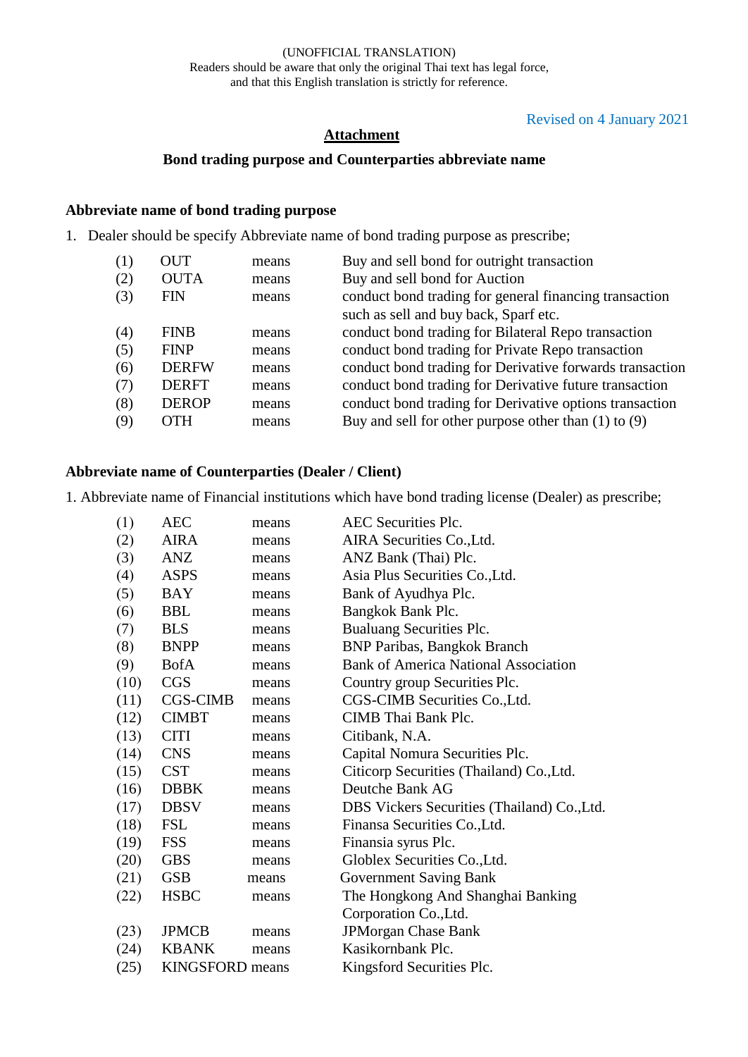(UNOFFICIAL TRANSLATION)
Readers should be aware that only the original Thai text has legal force,
and that this English translation is strictly for reference.

Revised on 4 January 2021

# Attachment

## Bond trading purpose and Counterparties abbreviate name

### Abbreviate name of bond trading purpose

1. Dealer should be specify Abbreviate name of bond trading purpose as prescribe;

| | | | |
|---|---|---|---|
| (1) | OUT | means | Buy and sell bond for outright transaction |
| (2) | OUTA | means | Buy and sell bond for Auction |
| (3) | FIN | means | conduct bond trading for general financing transaction such as sell and buy back, Sparf etc. |
| (4) | FINB | means | conduct bond trading for Bilateral Repo transaction |
| (5) | FINP | means | conduct bond trading for Private Repo transaction |
| (6) | DERFW | means | conduct bond trading for Derivative forwards transaction |
| (7) | DERFT | means | conduct bond trading for Derivative future transaction |
| (8) | DEROP | means | conduct bond trading for Derivative options transaction |
| (9) | OTH | means | Buy and sell for other purpose other than (1) to (9) |

### Abbreviate name of Counterparties (Dealer / Client)

1. Abbreviate name of Financial institutions which have bond trading license (Dealer) as prescribe;

| | | | |
|---|---|---|---|
| (1) | AEC | means | AEC Securities Plc. |
| (2) | AIRA | means | AIRA Securities Co.,Ltd. |
| (3) | ANZ | means | ANZ Bank (Thai) Plc. |
| (4) | ASPS | means | Asia Plus Securities Co.,Ltd. |
| (5) | BAY | means | Bank of Ayudhya Plc. |
| (6) | BBL | means | Bangkok Bank Plc. |
| (7) | BLS | means | Bualuang Securities Plc. |
| (8) | BNPP | means | BNP Paribas, Bangkok Branch |
| (9) | BofA | means | Bank of America National Association |
| (10) | CGS | means | Country group Securities Plc. |
| (11) | CGS-CIMB | means | CGS-CIMB Securities Co.,Ltd. |
| (12) | CIMBT | means | CIMB Thai Bank Plc. |
| (13) | CITI | means | Citibank, N.A. |
| (14) | CNS | means | Capital Nomura Securities Plc. |
| (15) | CST | means | Citicorp Securities (Thailand) Co.,Ltd. |
| (16) | DBBK | means | Deutche Bank AG |
| (17) | DBSV | means | DBS Vickers Securities (Thailand) Co.,Ltd. |
| (18) | FSL | means | Finansa Securities Co.,Ltd. |
| (19) | FSS | means | Finansia syrus Plc. |
| (20) | GBS | means | Globlex Securities Co.,Ltd. |
| (21) | GSB | means | Government Saving Bank |
| (22) | HSBC | means | The Hongkong And Shanghai Banking Corporation Co.,Ltd. |
| (23) | JPMCB | means | JPMorgan Chase Bank |
| (24) | KBANK | means | Kasikornbank Plc. |
| (25) | KINGSFORD | means | Kingsford Securities Plc. |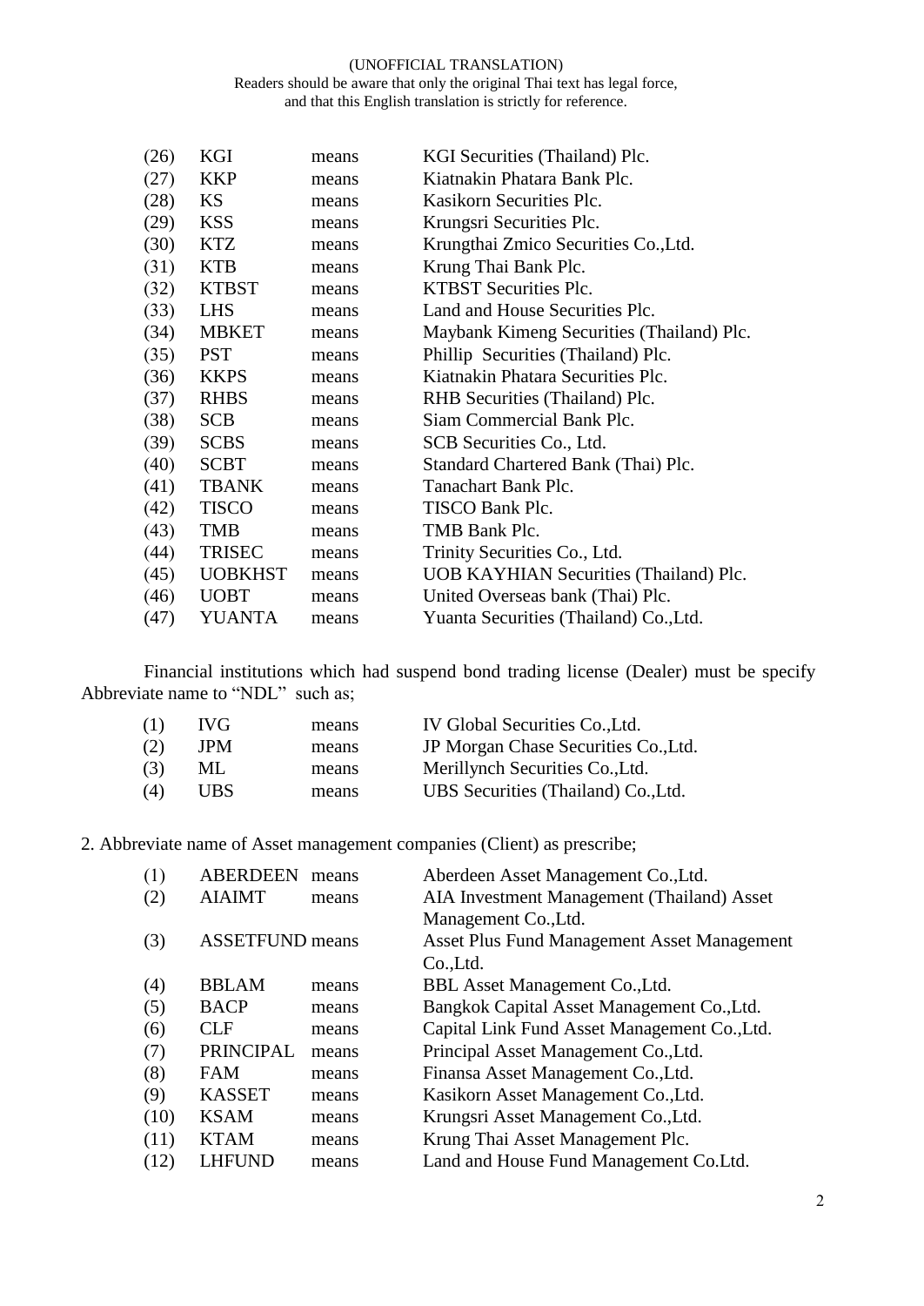(UNOFFICIAL TRANSLATION)
Readers should be aware that only the original Thai text has legal force,
and that this English translation is strictly for reference.

| | | | |
|---|---|---|---|
| (26) | KGI | means | KGI Securities (Thailand) Plc. |
| (27) | KKP | means | Kiatnakin Phatara Bank Plc. |
| (28) | KS | means | Kasikorn Securities Plc. |
| (29) | KSS | means | Krungsri Securities Plc. |
| (30) | KTZ | means | Krungthai Zmico Securities Co.,Ltd. |
| (31) | KTB | means | Krung Thai Bank Plc. |
| (32) | KTBST | means | KTBST Securities Plc. |
| (33) | LHS | means | Land and House Securities Plc. |
| (34) | MBKET | means | Maybank Kimeng Securities (Thailand) Plc. |
| (35) | PST | means | Phillip Securities (Thailand) Plc. |
| (36) | KKPS | means | Kiatnakin Phatara Securities Plc. |
| (37) | RHBS | means | RHB Securities (Thailand) Plc. |
| (38) | SCB | means | Siam Commercial Bank Plc. |
| (39) | SCBS | means | SCB Securities Co., Ltd. |
| (40) | SCBT | means | Standard Chartered Bank (Thai) Plc. |
| (41) | TBANK | means | Tanachart Bank Plc. |
| (42) | TISCO | means | TISCO Bank Plc. |
| (43) | TMB | means | TMB Bank Plc. |
| (44) | TRISEC | means | Trinity Securities Co., Ltd. |
| (45) | UOBKHST | means | UOB KAYHIAN Securities (Thailand) Plc. |
| (46) | UOBT | means | United Overseas bank (Thai) Plc. |
| (47) | YUANTA | means | Yuanta Securities (Thailand) Co.,Ltd. |

Financial institutions which had suspend bond trading license (Dealer) must be specify Abbreviate name to "NDL" such as;

| | | | |
|---|---|---|---|
| (1) | IVG | means | IV Global Securities Co.,Ltd. |
| (2) | JPM | means | JP Morgan Chase Securities Co.,Ltd. |
| (3) | ML | means | Merillynch Securities Co.,Ltd. |
| (4) | UBS | means | UBS Securities (Thailand) Co.,Ltd. |

2. Abbreviate name of Asset management companies (Client) as prescribe;

| | | | |
|---|---|---|---|
| (1) | ABERDEEN | means | Aberdeen Asset Management Co.,Ltd. |
| (2) | AIAIMT | means | AIA Investment Management (Thailand) Asset Management Co.,Ltd. |
| (3) | ASSETFUND | means | Asset Plus Fund Management Asset Management Co.,Ltd. |
| (4) | BBLAM | means | BBL Asset Management Co.,Ltd. |
| (5) | BACP | means | Bangkok Capital Asset Management Co.,Ltd. |
| (6) | CLF | means | Capital Link Fund Asset Management Co.,Ltd. |
| (7) | PRINCIPAL | means | Principal Asset Management Co.,Ltd. |
| (8) | FAM | means | Finansa Asset Management Co.,Ltd. |
| (9) | KASSET | means | Kasikorn Asset Management Co.,Ltd. |
| (10) | KSAM | means | Krungsri Asset Management Co.,Ltd. |
| (11) | KTAM | means | Krung Thai Asset Management Plc. |
| (12) | LHFUND | means | Land and House Fund Management Co.Ltd. |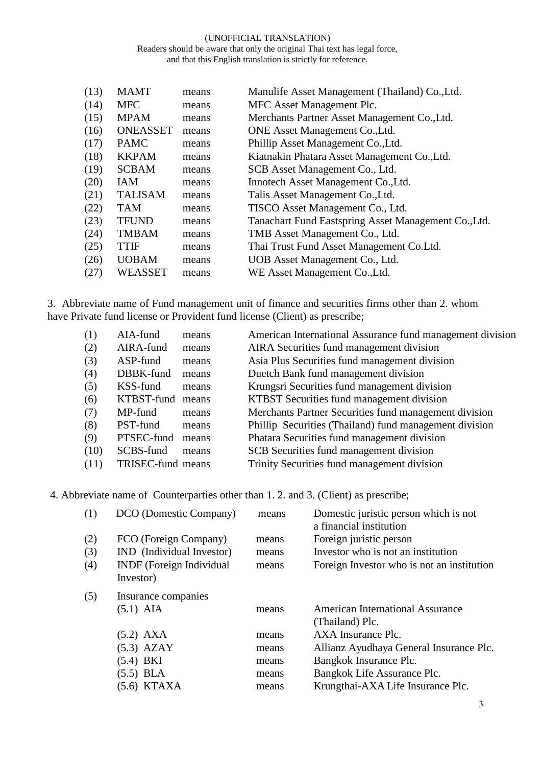(UNOFFICIAL TRANSLATION)
Readers should be aware that only the original Thai text has legal force,
and that this English translation is strictly for reference.

| | | | |
|---|---|---|---|
| (13) | MAMT | means | Manulife Asset Management (Thailand) Co.,Ltd. |
| (14) | MFC | means | MFC Asset Management Plc. |
| (15) | MPAM | means | Merchants Partner Asset Management Co.,Ltd. |
| (16) | ONEASSET | means | ONE Asset Management Co.,Ltd. |
| (17) | PAMC | means | Phillip Asset Management Co.,Ltd. |
| (18) | KKPAM | means | Kiatnakin Phatara Asset Management Co.,Ltd. |
| (19) | SCBAM | means | SCB Asset Management Co., Ltd. |
| (20) | IAM | means | Innotech Asset Management Co.,Ltd. |
| (21) | TALISAM | means | Talis Asset Management Co.,Ltd. |
| (22) | TAM | means | TISCO Asset Management Co., Ltd. |
| (23) | TFUND | means | Tanachart Fund Eastspring Asset Management Co.,Ltd. |
| (24) | TMBAM | means | TMB Asset Management Co., Ltd. |
| (25) | TTIF | means | Thai Trust Fund Asset Management Co.Ltd. |
| (26) | UOBAM | means | UOB Asset Management Co., Ltd. |
| (27) | WEASSET | means | WE Asset Management Co.,Ltd. |

3. Abbreviate name of Fund management unit of finance and securities firms other than 2. whom have Private fund license or Provident fund license (Client) as prescribe;

| | | | |
|---|---|---|---|
| (1) | AIA-fund | means | American International Assurance fund management division |
| (2) | AIRA-fund | means | AIRA Securities fund management division |
| (3) | ASP-fund | means | Asia Plus Securities fund management division |
| (4) | DBBK-fund | means | Duetch Bank fund management division |
| (5) | KSS-fund | means | Krungsri Securities fund management division |
| (6) | KTBST-fund | means | KTBST Securities fund management division |
| (7) | MP-fund | means | Merchants Partner Securities fund management division |
| (8) | PST-fund | means | Phillip Securities (Thailand) fund management division |
| (9) | PTSEC-fund | means | Phatara Securities fund management division |
| (10) | SCBS-fund | means | SCB Securities fund management division |
| (11) | TRISEC-fund | means | Trinity Securities fund management division |

4. Abbreviate name of Counterparties other than 1. 2. and 3. (Client) as prescribe;

| | | | |
|---|---|---|---|
| (1) | DCO (Domestic Company) | means | Domestic juristic person which is not a financial institution |
| (2) | FCO (Foreign Company) | means | Foreign juristic person |
| (3) | IND (Individual Investor) | means | Investor who is not an institution |
| (4) | INDF (Foreign Individual Investor) | means | Foreign Investor who is not an institution |
| (5) | Insurance companies | | |
| | (5.1) AIA | means | American International Assurance (Thailand) Plc. |
| | (5.2) AXA | means | AXA Insurance Plc. |
| | (5.3) AZAY | means | Allianz Ayudhaya General Insurance Plc. |
| | (5.4) BKI | means | Bangkok Insurance Plc. |
| | (5.5) BLA | means | Bangkok Life Assurance Plc. |
| | (5.6) KTAXA | means | Krungthai-AXA Life Insurance Plc. |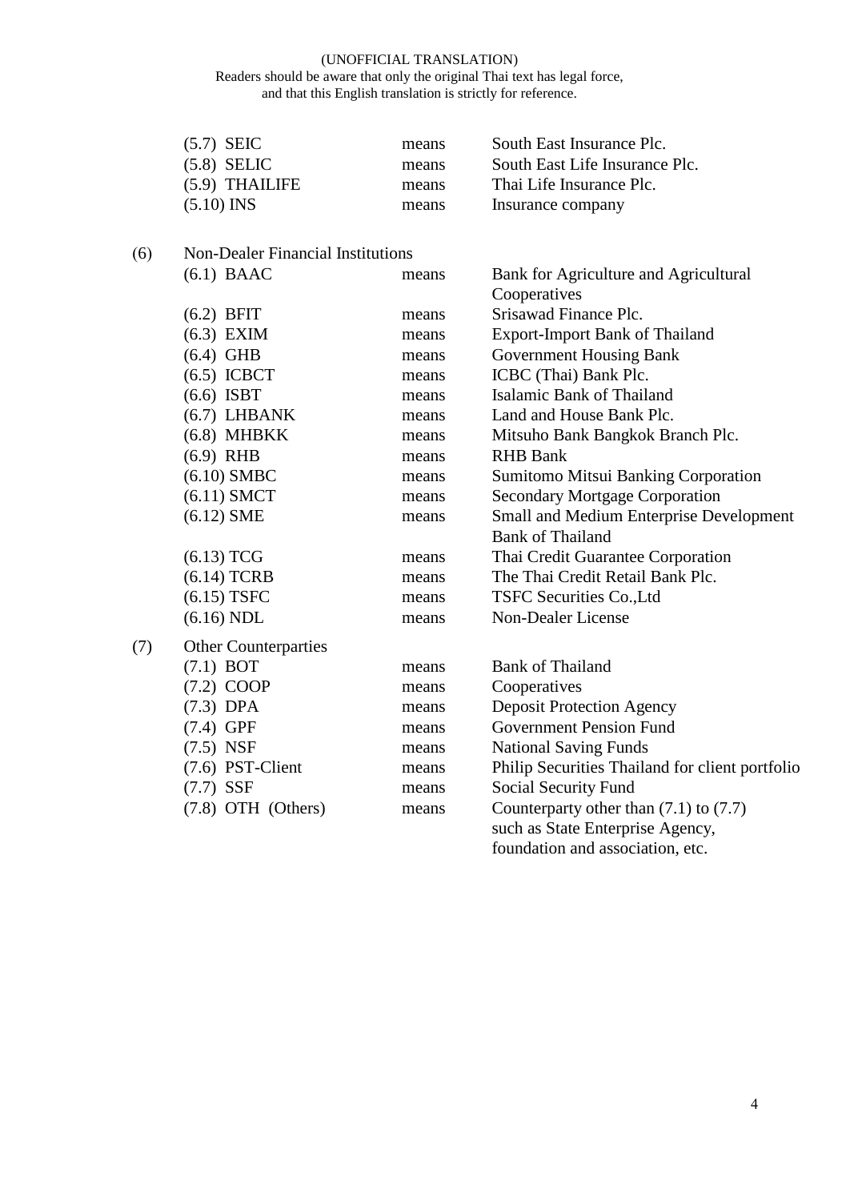(UNOFFICIAL TRANSLATION)
Readers should be aware that only the original Thai text has legal force,
and that this English translation is strictly for reference.

| | | |
|---|---|---|
| (5.7) SEIC | means | South East Insurance Plc. |
| (5.8) SELIC | means | South East Life Insurance Plc. |
| (5.9) THAILIFE | means | Thai Life Insurance Plc. |
| (5.10) INS | means | Insurance company |

(6) Non-Dealer Financial Institutions

| | | |
|---|---|---|
| (6.1) BAAC | means | Bank for Agriculture and Agricultural Cooperatives |
| (6.2) BFIT | means | Srisawad Finance Plc. |
| (6.3) EXIM | means | Export-Import Bank of Thailand |
| (6.4) GHB | means | Government Housing Bank |
| (6.5) ICBCT | means | ICBC (Thai) Bank Plc. |
| (6.6) ISBT | means | Isalamic Bank of Thailand |
| (6.7) LHBANK | means | Land and House Bank Plc. |
| (6.8) MHBKK | means | Mitsuho Bank Bangkok Branch Plc. |
| (6.9) RHB | means | RHB Bank |
| (6.10) SMBC | means | Sumitomo Mitsui Banking Corporation |
| (6.11) SMCT | means | Secondary Mortgage Corporation |
| (6.12) SME | means | Small and Medium Enterprise Development Bank of Thailand |
| (6.13) TCG | means | Thai Credit Guarantee Corporation |
| (6.14) TCRB | means | The Thai Credit Retail Bank Plc. |
| (6.15) TSFC | means | TSFC Securities Co.,Ltd |
| (6.16) NDL | means | Non-Dealer License |

(7) Other Counterparties

| | | |
|---|---|---|
| (7.1) BOT | means | Bank of Thailand |
| (7.2) COOP | means | Cooperatives |
| (7.3) DPA | means | Deposit Protection Agency |
| (7.4) GPF | means | Government Pension Fund |
| (7.5) NSF | means | National Saving Funds |
| (7.6) PST-Client | means | Philip Securities Thailand for client portfolio |
| (7.7) SSF | means | Social Security Fund |
| (7.8) OTH (Others) | means | Counterparty other than (7.1) to (7.7) such as State Enterprise Agency, foundation and association, etc. |